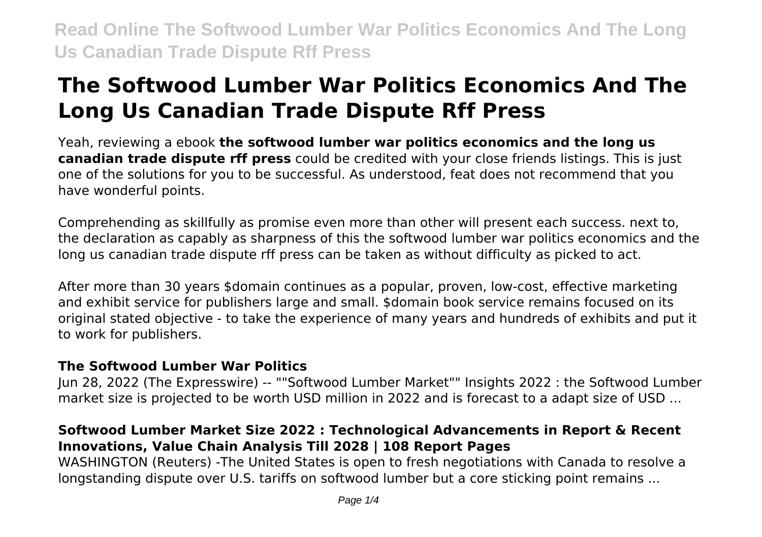# The Softwood Lumber War Politics Economics And The Long Us Canadian Trade Dispute Rff Press

Yeah, reviewing a ebook **the softwood lumber war politics economics and the long us canadian trade dispute rff press** could be credited with your close friends listings. This is just one of the solutions for you to be successful. As understood, feat does not recommend that you have wonderful points.

Comprehending as skillfully as promise even more than other will present each success. next to, the declaration as capably as sharpness of this the softwood lumber war politics economics and the long us canadian trade dispute rff press can be taken as without difficulty as picked to act.

After more than 30 years $domain continues as a popular, proven, low-cost, effective marketing and exhibit service for publishers large and small. $domain book service remains focused on its original stated objective - to take the experience of many years and hundreds of exhibits and put it to work for publishers.

### The Softwood Lumber War Politics

Jun 28, 2022 (The Expresswire) -- ""Softwood Lumber Market"" Insights 2022 : the Softwood Lumber market size is projected to be worth USD million in 2022 and is forecast to a adapt size of USD ...

### Softwood Lumber Market Size 2022 : Technological Advancements in Report & Recent Innovations, Value Chain Analysis Till 2028 | 108 Report Pages

WASHINGTON (Reuters) -The United States is open to fresh negotiations with Canada to resolve a longstanding dispute over U.S. tariffs on softwood lumber but a core sticking point remains ...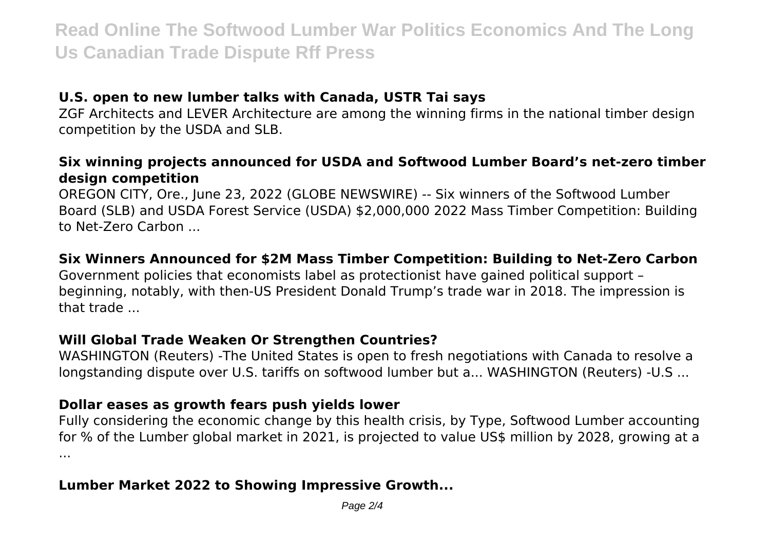### U.S. open to new lumber talks with Canada, USTR Tai says

ZGF Architects and LEVER Architecture are among the winning firms in the national timber design competition by the USDA and SLB.

### Six winning projects announced for USDA and Softwood Lumber Board's net-zero timber design competition

OREGON CITY, Ore., June 23, 2022 (GLOBE NEWSWIRE) -- Six winners of the Softwood Lumber Board (SLB) and USDA Forest Service (USDA) $2,000,000 2022 Mass Timber Competition: Building to Net-Zero Carbon ...

### Six Winners Announced for $2M Mass Timber Competition: Building to Net-Zero Carbon

Government policies that economists label as protectionist have gained political support – beginning, notably, with then-US President Donald Trump's trade war in 2018. The impression is that trade ...

### Will Global Trade Weaken Or Strengthen Countries?

WASHINGTON (Reuters) -The United States is open to fresh negotiations with Canada to resolve a longstanding dispute over U.S. tariffs on softwood lumber but a... WASHINGTON (Reuters) -U.S ...

### Dollar eases as growth fears push yields lower

Fully considering the economic change by this health crisis, by Type, Softwood Lumber accounting for % of the Lumber global market in 2021, is projected to value US$ million by 2028, growing at a ...

### Lumber Market 2022 to Showing Impressive Growth...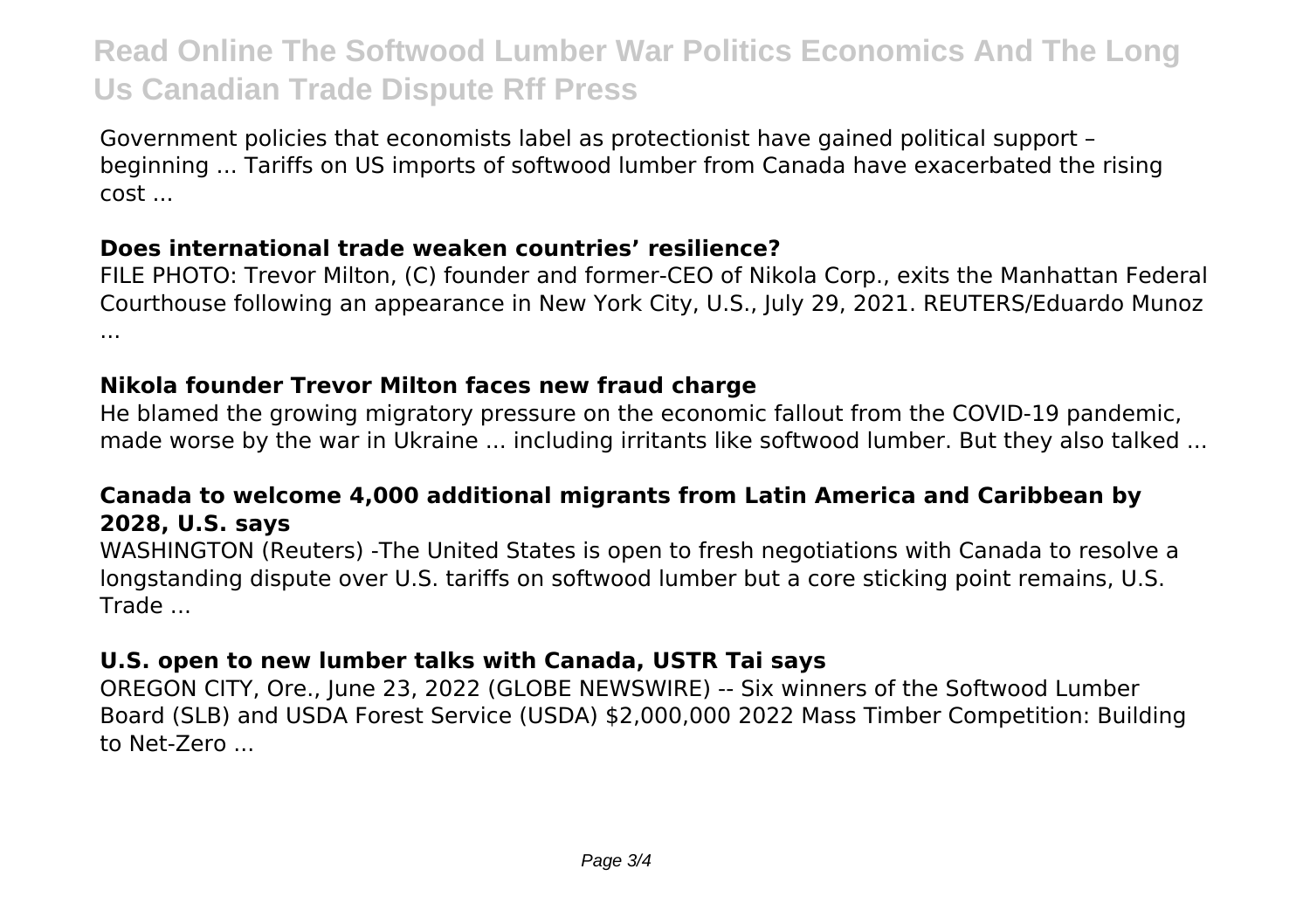Government policies that economists label as protectionist have gained political support – beginning ... Tariffs on US imports of softwood lumber from Canada have exacerbated the rising cost ...

### Does international trade weaken countries' resilience?

FILE PHOTO: Trevor Milton, (C) founder and former-CEO of Nikola Corp., exits the Manhattan Federal Courthouse following an appearance in New York City, U.S., July 29, 2021. REUTERS/Eduardo Munoz ...

### Nikola founder Trevor Milton faces new fraud charge

He blamed the growing migratory pressure on the economic fallout from the COVID-19 pandemic, made worse by the war in Ukraine ... including irritants like softwood lumber. But they also talked ...

### Canada to welcome 4,000 additional migrants from Latin America and Caribbean by 2028, U.S. says

WASHINGTON (Reuters) -The United States is open to fresh negotiations with Canada to resolve a longstanding dispute over U.S. tariffs on softwood lumber but a core sticking point remains, U.S. Trade ...

### U.S. open to new lumber talks with Canada, USTR Tai says

OREGON CITY, Ore., June 23, 2022 (GLOBE NEWSWIRE) -- Six winners of the Softwood Lumber Board (SLB) and USDA Forest Service (USDA) $2,000,000 2022 Mass Timber Competition: Building to Net-Zero ...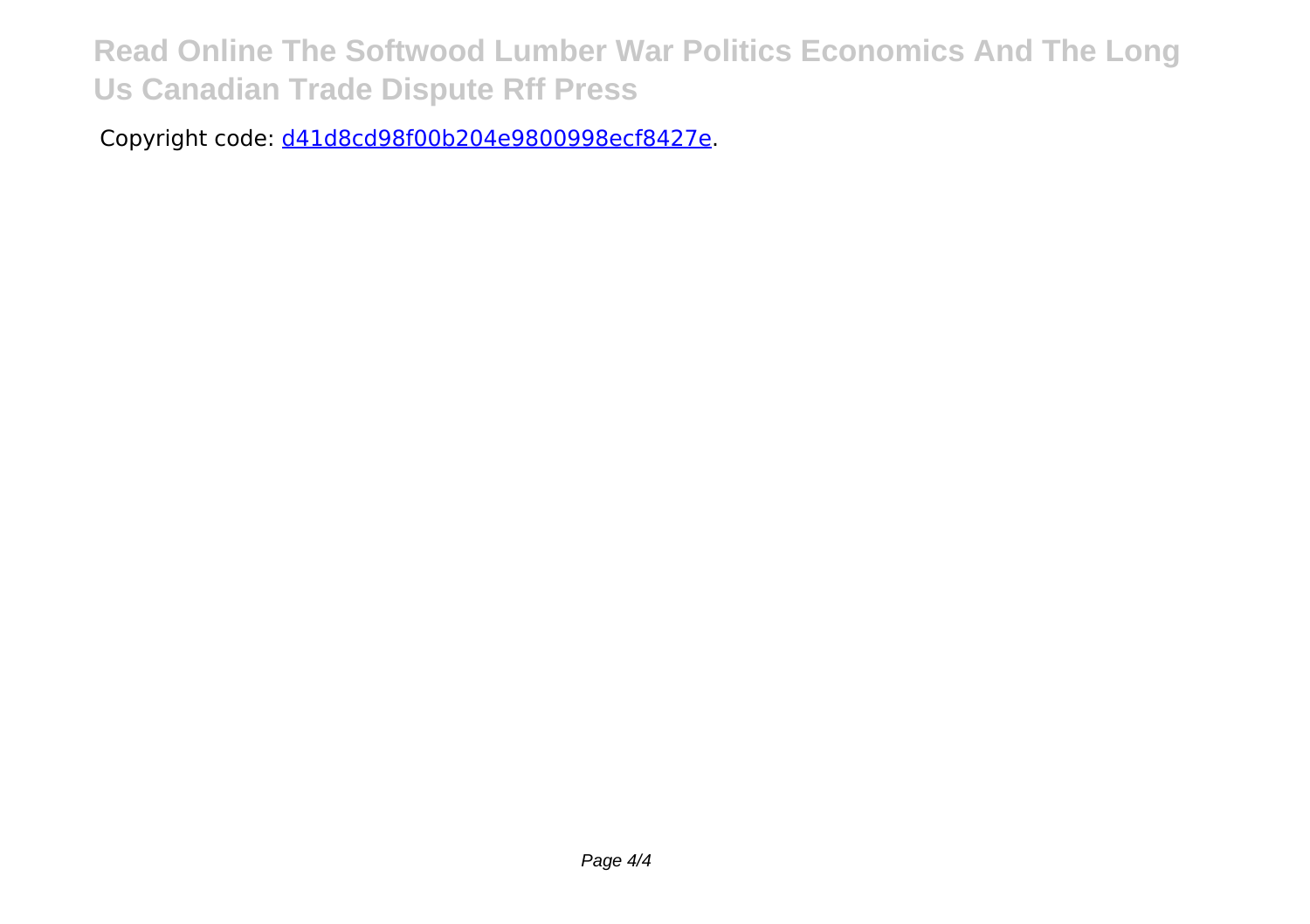Copyright code: [d41d8cd98f00b204e9800998ecf8427e](d41d8cd98f00b204e9800998ecf8427e).